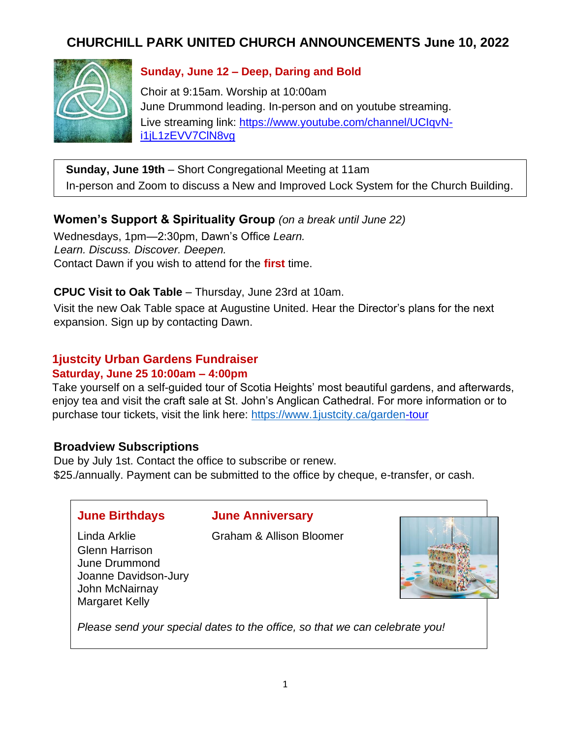# CHURCHILL PARK UNITED CHURCH ANNOUNCEMENTS June 10, 2022

## Sunday, June 12 – Deep, Daring and Bold

Choir at 9:15am. Worship at 10:00am
June Drummond leading. In-person and on youtube streaming.
Live streaming link: https://www.youtube.com/channel/UCIqvN-i1jL1zEVV7ClN8vg

**Sunday, June 19th** – Short Congregational Meeting at 11am
In-person and Zoom to discuss a New and Improved Lock System for the Church Building.

### Women's Support & Spirituality Group *(on a break until June 22)*

Wednesdays, 1pm—2:30pm, Dawn's Office *Learn. Learn. Discuss. Discover. Deepen.*
Contact Dawn if you wish to attend for the **first** time.

**CPUC Visit to Oak Table** – Thursday, June 23rd at 10am.

Visit the new Oak Table space at Augustine United. Hear the Director's plans for the next expansion. Sign up by contacting Dawn.

## 1justcity Urban Gardens Fundraiser

**Saturday, June 25 10:00am – 4:00pm**

Take yourself on a self-guided tour of Scotia Heights' most beautiful gardens, and afterwards, enjoy tea and visit the craft sale at St. John's Anglican Cathedral. For more information or to purchase tour tickets, visit the link here: https://www.1justcity.ca/garden-tour

### Broadview Subscriptions

Due by July 1st. Contact the office to subscribe or renew.
$25./annually. Payment can be submitted to the office by cheque, e-transfer, or cash.

### June Birthdays

Linda Arklie
Glenn Harrison
June Drummond
Joanne Davidson-Jury
John McNairnay
Margaret Kelly

### June Anniversary

Graham & Allison Bloomer

*Please send your special dates to the office, so that we can celebrate you!*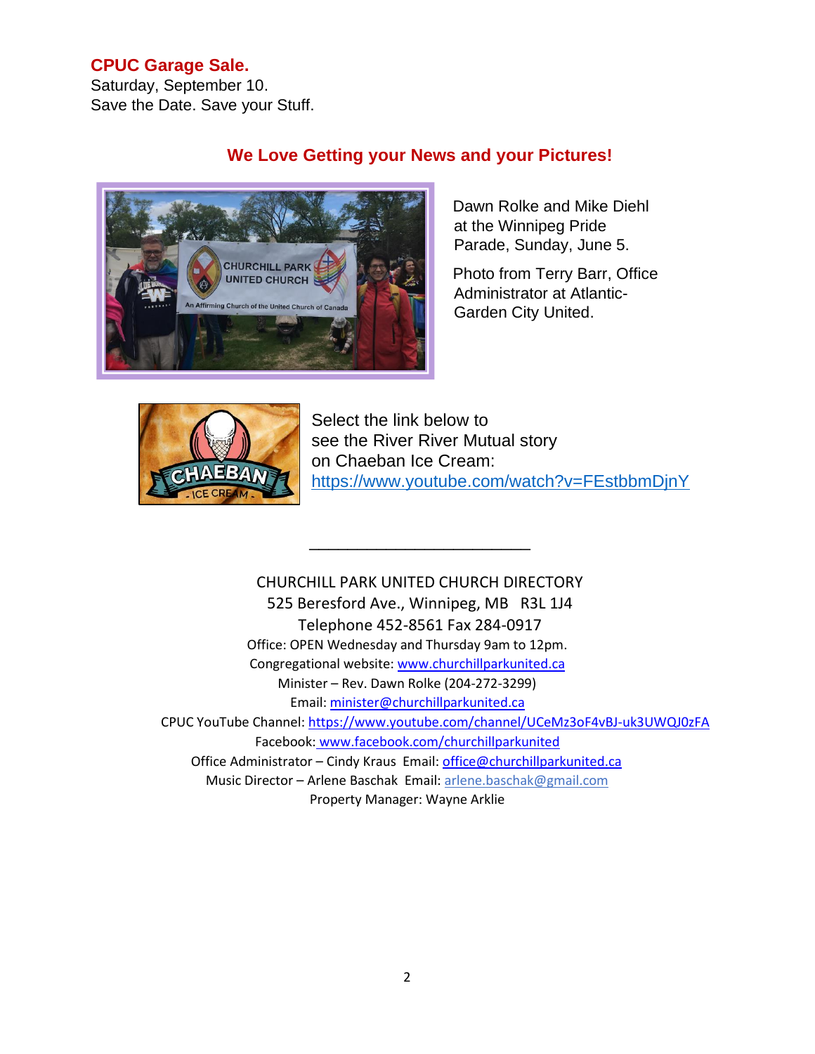## CPUC Garage Sale.

Saturday, September 10.
Save the Date. Save your Stuff.

## We Love Getting your News and your Pictures!

Dawn Rolke and Mike Diehl at the Winnipeg Pride Parade, Sunday, June 5.

Photo from Terry Barr, Office Administrator at Atlantic-Garden City United.

Select the link below to see the River River Mutual story on Chaeban Ice Cream: https://www.youtube.com/watch?v=FEstbbmDjnY

---

CHURCHILL PARK UNITED CHURCH DIRECTORY
525 Beresford Ave., Winnipeg, MB R3L 1J4
Telephone 452-8561 Fax 284-0917
Office: OPEN Wednesday and Thursday 9am to 12pm.
Congregational website: www.churchillparkunited.ca
Minister – Rev. Dawn Rolke (204-272-3299)
Email: minister@churchillparkunited.ca
CPUC YouTube Channel: https://www.youtube.com/channel/UCeMz3oF4vBJ-uk3UWQJ0zFA
Facebook: www.facebook.com/churchillparkunited
Office Administrator – Cindy Kraus Email: office@churchillparkunited.ca
Music Director – Arlene Baschak Email: arlene.baschak@gmail.com
Property Manager: Wayne Arklie